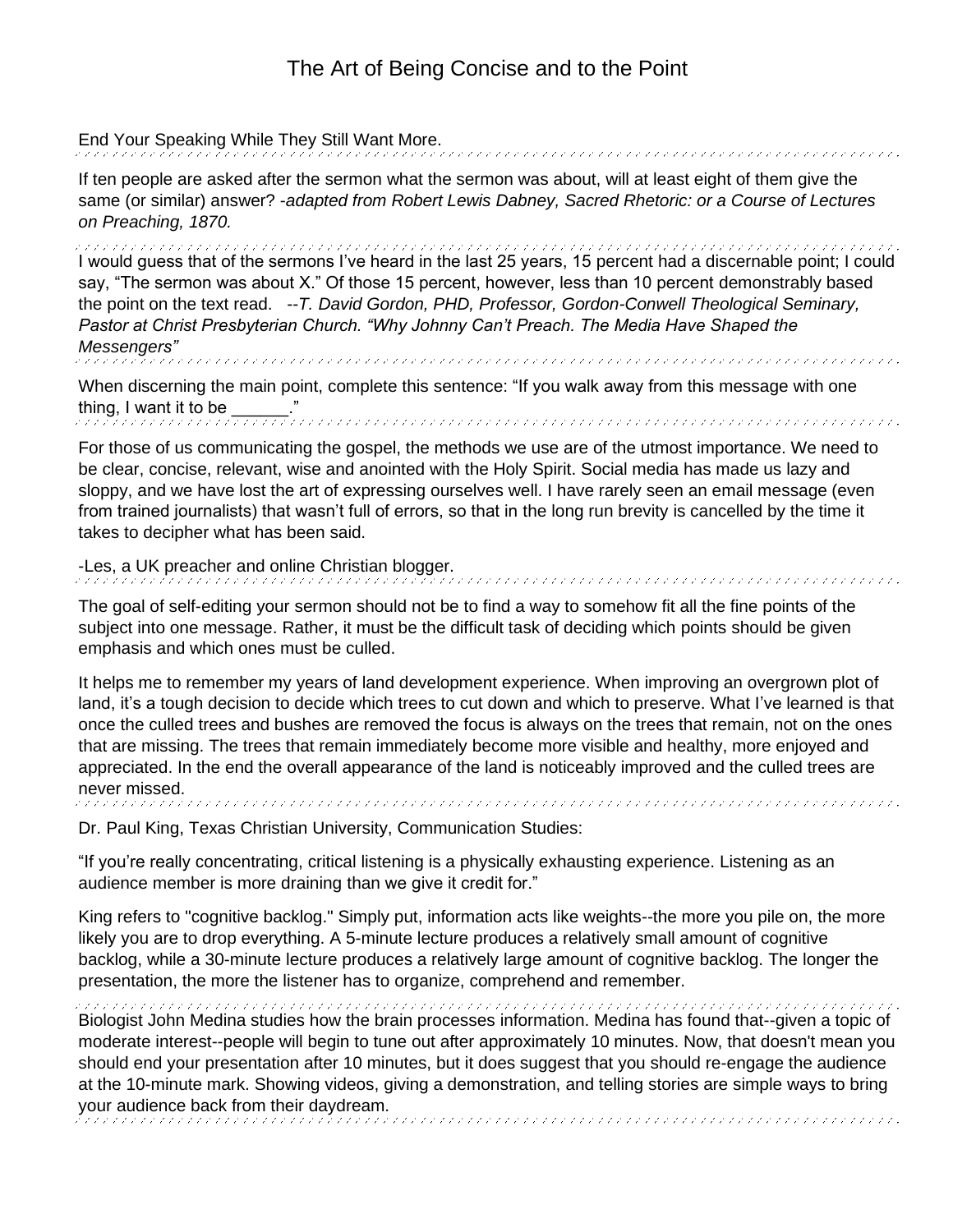# The Art of Being Concise and to the Point

End Your Speaking While They Still Want More.

---

If ten people are asked after the sermon what the sermon was about, will at least eight of them give the same (or similar) answer? -*adapted from Robert Lewis Dabney, Sacred Rhetoric: or a Course of Lectures on Preaching, 1870.*

---

I would guess that of the sermons I've heard in the last 25 years, 15 percent had a discernable point; I could say, "The sermon was about X." Of those 15 percent, however, less than 10 percent demonstrably based the point on the text read. *--T. David Gordon, PHD, Professor, Gordon-Conwell Theological Seminary, Pastor at Christ Presbyterian Church. "Why Johnny Can't Preach. The Media Have Shaped the Messengers"*

---

When discerning the main point, complete this sentence: "If you walk away from this message with one thing, I want it to be ______."

---

For those of us communicating the gospel, the methods we use are of the utmost importance. We need to be clear, concise, relevant, wise and anointed with the Holy Spirit. Social media has made us lazy and sloppy, and we have lost the art of expressing ourselves well. I have rarely seen an email message (even from trained journalists) that wasn't full of errors, so that in the long run brevity is cancelled by the time it takes to decipher what has been said.

-Les, a UK preacher and online Christian blogger.

---

The goal of self-editing your sermon should not be to find a way to somehow fit all the fine points of the subject into one message. Rather, it must be the difficult task of deciding which points should be given emphasis and which ones must be culled.

It helps me to remember my years of land development experience. When improving an overgrown plot of land, it's a tough decision to decide which trees to cut down and which to preserve. What I've learned is that once the culled trees and bushes are removed the focus is always on the trees that remain, not on the ones that are missing. The trees that remain immediately become more visible and healthy, more enjoyed and appreciated. In the end the overall appearance of the land is noticeably improved and the culled trees are never missed.

---

Dr. Paul King, Texas Christian University, Communication Studies:

"If you're really concentrating, critical listening is a physically exhausting experience. Listening as an audience member is more draining than we give it credit for."

King refers to "cognitive backlog." Simply put, information acts like weights--the more you pile on, the more likely you are to drop everything. A 5-minute lecture produces a relatively small amount of cognitive backlog, while a 30-minute lecture produces a relatively large amount of cognitive backlog. The longer the presentation, the more the listener has to organize, comprehend and remember.

---

Biologist John Medina studies how the brain processes information. Medina has found that--given a topic of moderate interest--people will begin to tune out after approximately 10 minutes. Now, that doesn't mean you should end your presentation after 10 minutes, but it does suggest that you should re-engage the audience at the 10-minute mark. Showing videos, giving a demonstration, and telling stories are simple ways to bring your audience back from their daydream.

---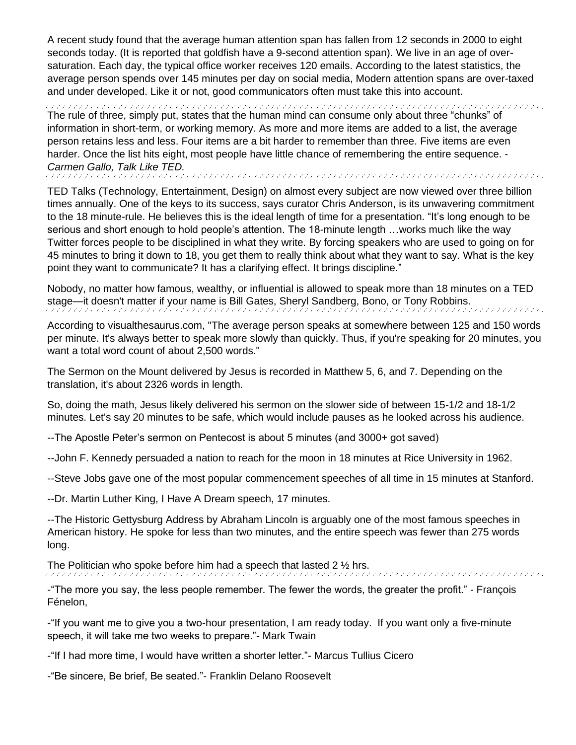A recent study found that the average human attention span has fallen from 12 seconds in 2000 to eight seconds today. (It is reported that goldfish have a 9-second attention span). We live in an age of over-saturation. Each day, the typical office worker receives 120 emails. According to the latest statistics, the average person spends over 145 minutes per day on social media, Modern attention spans are over-taxed and under developed. Like it or not, good communicators often must take this into account.

---

The rule of three, simply put, states that the human mind can consume only about three "chunks" of information in short-term, or working memory. As more and more items are added to a list, the average person retains less and less. Four items are a bit harder to remember than three. Five items are even harder. Once the list hits eight, most people have little chance of remembering the entire sequence. - *Carmen Gallo, Talk Like TED.*

---

TED Talks (Technology, Entertainment, Design) on almost every subject are now viewed over three billion times annually. One of the keys to its success, says curator Chris Anderson, is its unwavering commitment to the 18 minute-rule. He believes this is the ideal length of time for a presentation. "It's long enough to be serious and short enough to hold people's attention. The 18-minute length …works much like the way Twitter forces people to be disciplined in what they write. By forcing speakers who are used to going on for 45 minutes to bring it down to 18, you get them to really think about what they want to say. What is the key point they want to communicate? It has a clarifying effect. It brings discipline."

Nobody, no matter how famous, wealthy, or influential is allowed to speak more than 18 minutes on a TED stage—it doesn't matter if your name is Bill Gates, Sheryl Sandberg, Bono, or Tony Robbins.

---

According to visualthesaurus.com, "The average person speaks at somewhere between 125 and 150 words per minute. It's always better to speak more slowly than quickly. Thus, if you're speaking for 20 minutes, you want a total word count of about 2,500 words."

The Sermon on the Mount delivered by Jesus is recorded in Matthew 5, 6, and 7. Depending on the translation, it's about 2326 words in length.

So, doing the math, Jesus likely delivered his sermon on the slower side of between 15-1/2 and 18-1/2 minutes. Let's say 20 minutes to be safe, which would include pauses as he looked across his audience.

--The Apostle Peter's sermon on Pentecost is about 5 minutes (and 3000+ got saved)

--John F. Kennedy persuaded a nation to reach for the moon in 18 minutes at Rice University in 1962.

--Steve Jobs gave one of the most popular commencement speeches of all time in 15 minutes at Stanford.

--Dr. Martin Luther King, I Have A Dream speech, 17 minutes.

--The Historic Gettysburg Address by Abraham Lincoln is arguably one of the most famous speeches in American history. He spoke for less than two minutes, and the entire speech was fewer than 275 words long.

The Politician who spoke before him had a speech that lasted 2 ½ hrs.

---

-"The more you say, the less people remember. The fewer the words, the greater the profit." - François Fénelon,

-"If you want me to give you a two-hour presentation, I am ready today. If you want only a five-minute speech, it will take me two weeks to prepare."- Mark Twain

-"If I had more time, I would have written a shorter letter."- Marcus Tullius Cicero

-"Be sincere, Be brief, Be seated."- Franklin Delano Roosevelt